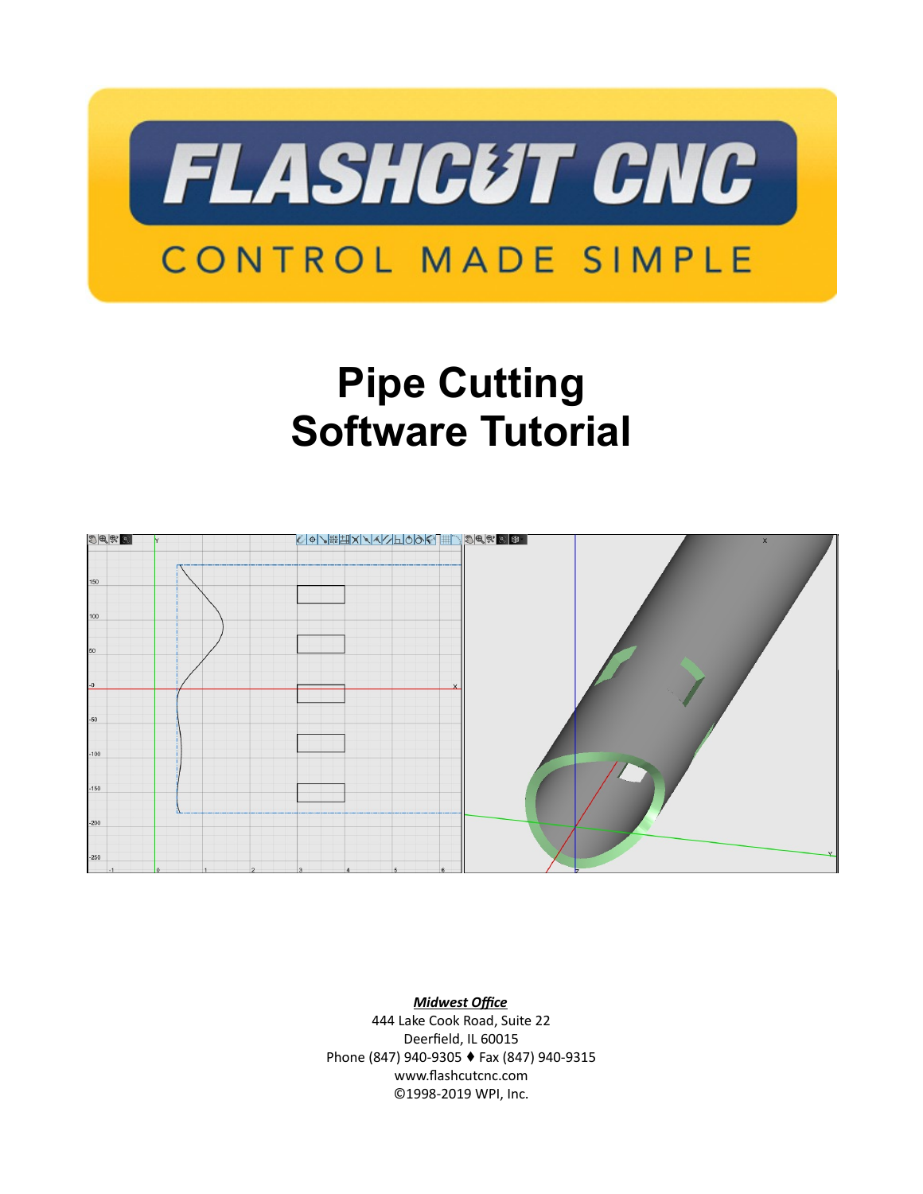# Pipe Cutting
# Software Tutorial

***Midwest Office***
444 Lake Cook Road, Suite 22
Deerfield, IL 60015
Phone (847) 940-9305 ♦ Fax (847) 940-9315
www.flashcutcnc.com
©1998-2019 WPI, Inc.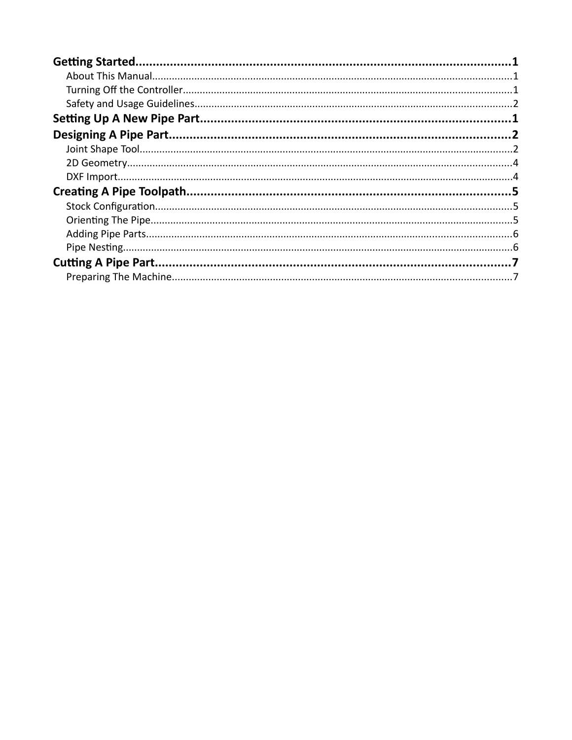**Getting Started**......................................................................................................**1**

About This Manual......................................................................................................1

Turning Off the Controller.............................................................................................1

Safety and Usage Guidelines.........................................................................................2

**Setting Up A New Pipe Part**.........................................................................................**1**

**Designing A Pipe Part**..................................................................................................**2**

Joint Shape Tool...........................................................................................................2

2D Geometry.................................................................................................................4

DXF Import...................................................................................................................4

**Creating A Pipe Toolpath**............................................................................................**5**

Stock Configuration.......................................................................................................5

Orienting The Pipe........................................................................................................5

Adding Pipe Parts..........................................................................................................6

Pipe Nesting..................................................................................................................6

**Cutting A Pipe Part**......................................................................................................**7**

Preparing The Machine..................................................................................................7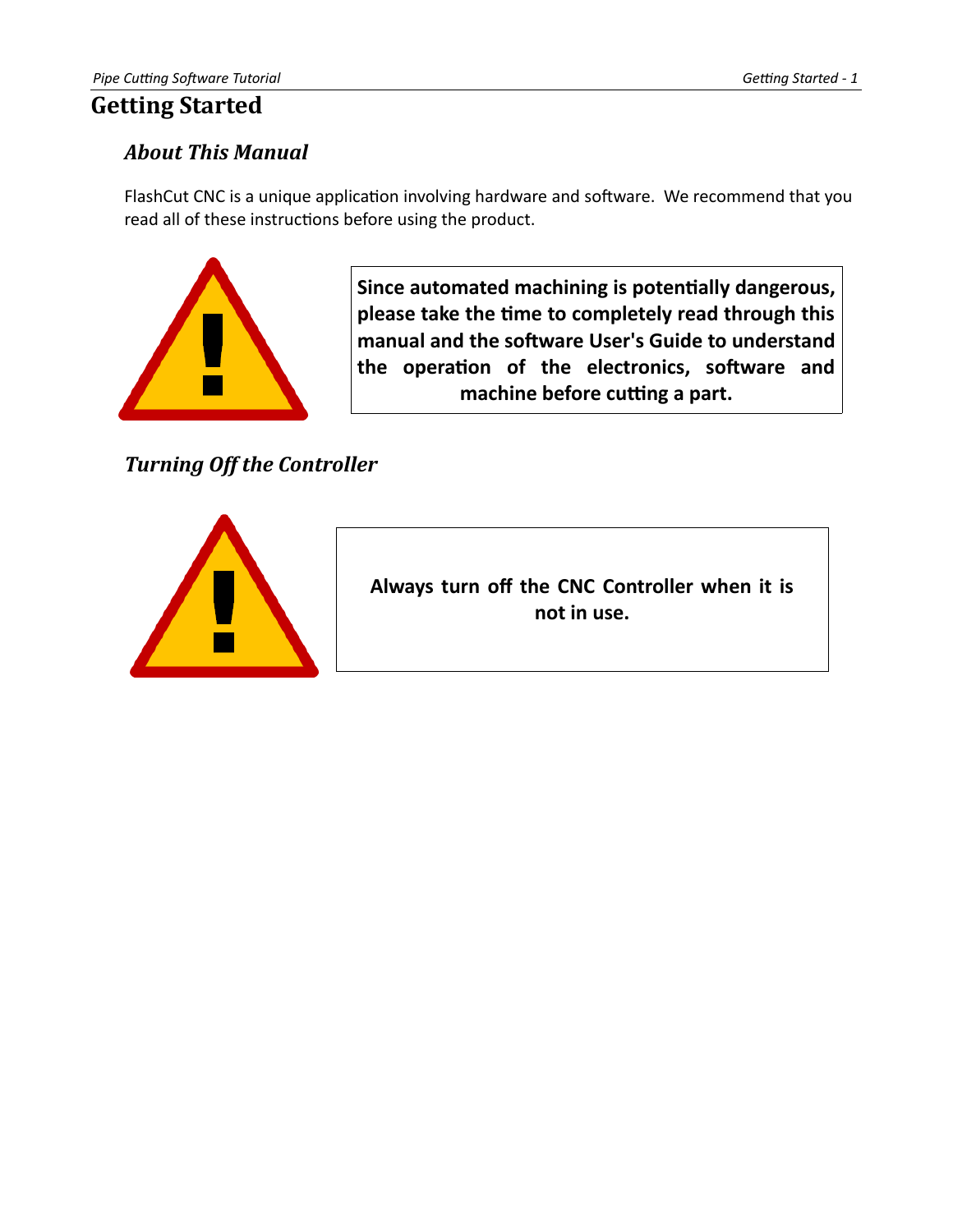# Getting Started

## About This Manual

FlashCut CNC is a unique application involving hardware and software. We recommend that you read all of these instructions before using the product.

**Since automated machining is potentially dangerous, please take the time to completely read through this manual and the software User's Guide to understand the operation of the electronics, software and machine before cutting a part.**

## Turning Off the Controller

**Always turn off the CNC Controller when it is not in use.**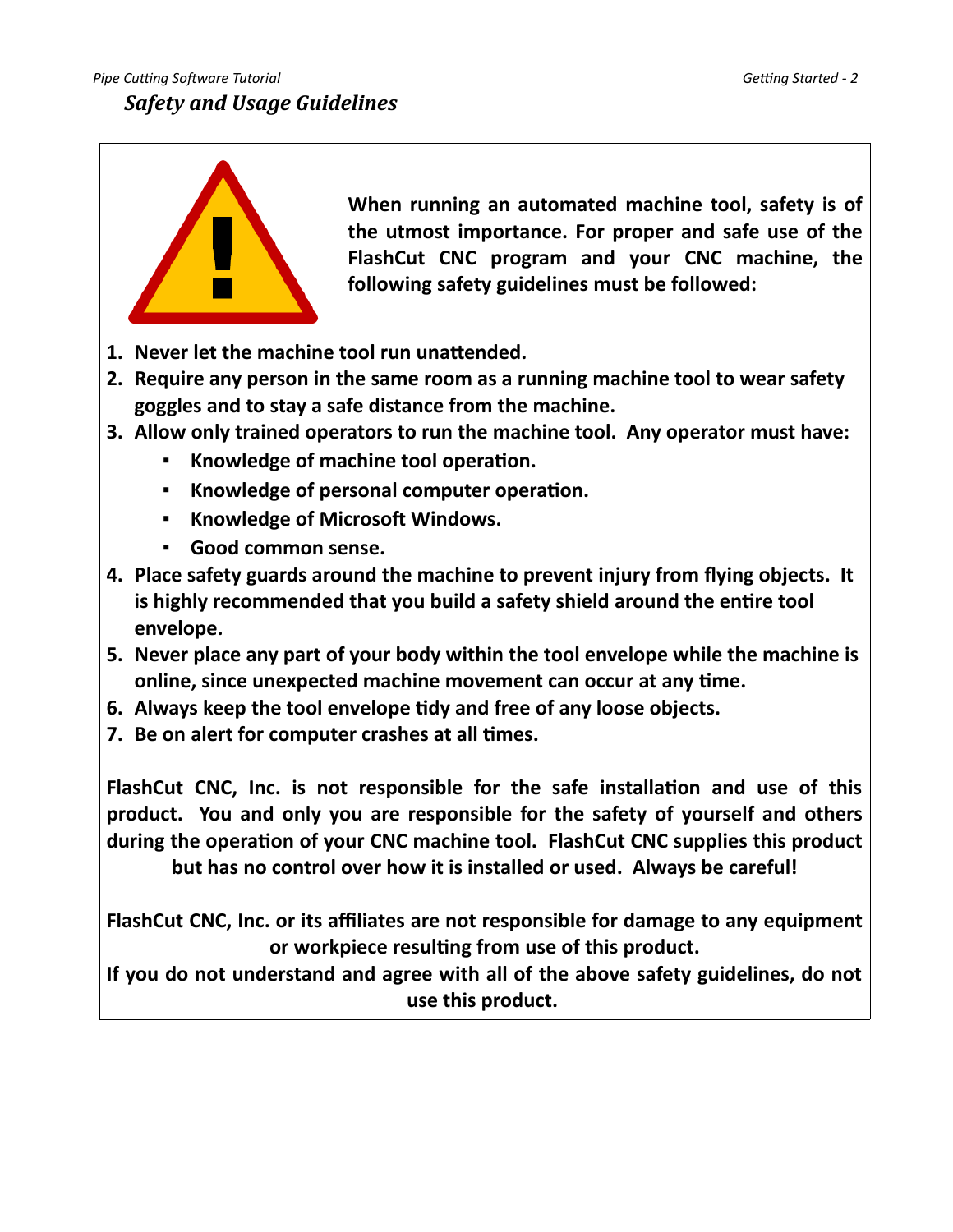## *Safety and Usage Guidelines*

**When running an automated machine tool, safety is of the utmost importance. For proper and safe use of the FlashCut CNC program and your CNC machine, the following safety guidelines must be followed:**

1. **Never let the machine tool run unattended.**
2. **Require any person in the same room as a running machine tool to wear safety goggles and to stay a safe distance from the machine.**
3. **Allow only trained operators to run the machine tool. Any operator must have:**
   - **Knowledge of machine tool operation.**
   - **Knowledge of personal computer operation.**
   - **Knowledge of Microsoft Windows.**
   - **Good common sense.**
4. **Place safety guards around the machine to prevent injury from flying objects. It is highly recommended that you build a safety shield around the entire tool envelope.**
5. **Never place any part of your body within the tool envelope while the machine is online, since unexpected machine movement can occur at any time.**
6. **Always keep the tool envelope tidy and free of any loose objects.**
7. **Be on alert for computer crashes at all times.**

**FlashCut CNC, Inc. is not responsible for the safe installation and use of this product. You and only you are responsible for the safety of yourself and others during the operation of your CNC machine tool. FlashCut CNC supplies this product but has no control over how it is installed or used. Always be careful!**

**FlashCut CNC, Inc. or its affiliates are not responsible for damage to any equipment or workpiece resulting from use of this product.**

**If you do not understand and agree with all of the above safety guidelines, do not use this product.**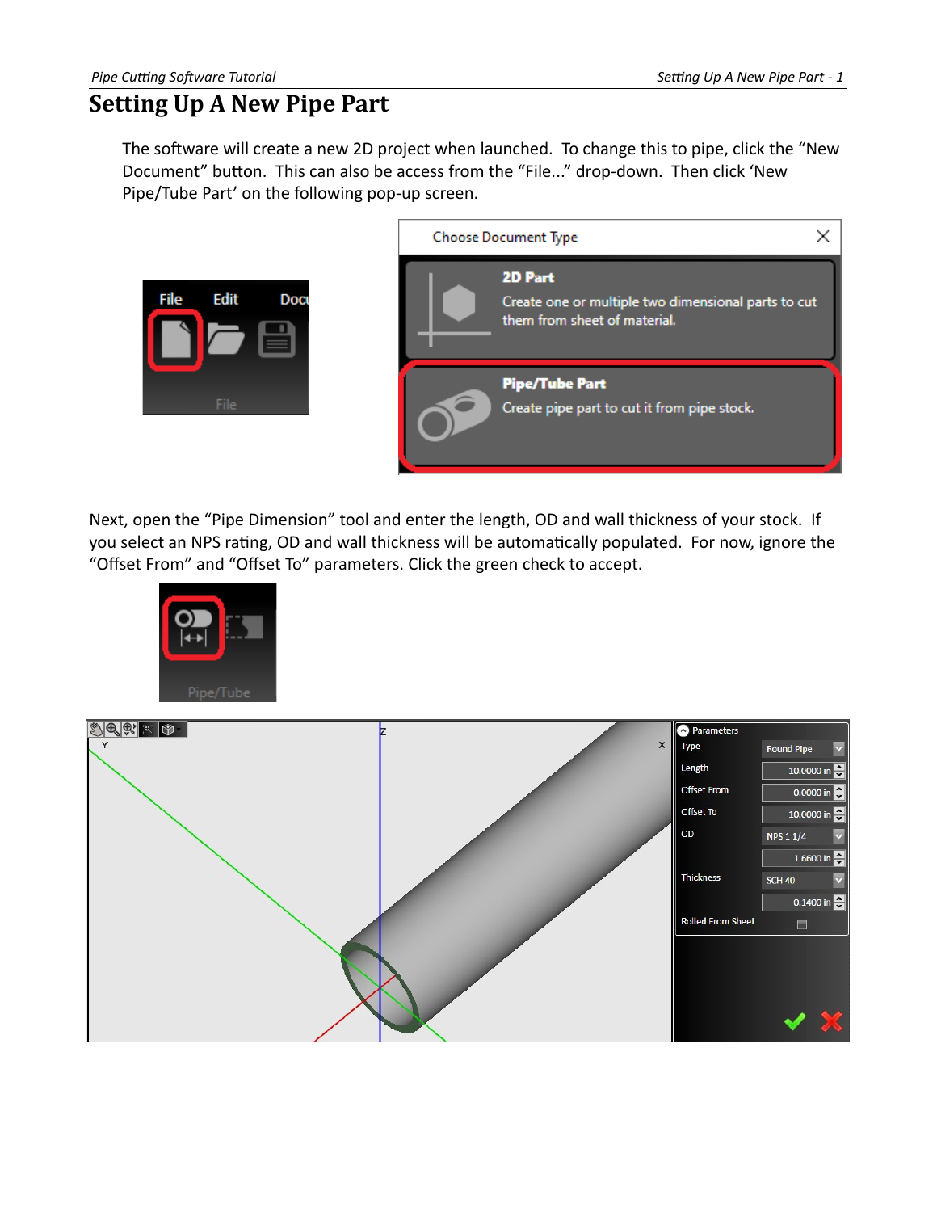# Setting Up A New Pipe Part

The software will create a new 2D project when launched. To change this to pipe, click the "New Document" button. This can also be access from the "File..." drop-down. Then click 'New Pipe/Tube Part' on the following pop-up screen.

Next, open the "Pipe Dimension" tool and enter the length, OD and wall thickness of your stock. If you select an NPS rating, OD and wall thickness will be automatically populated. For now, ignore the "Offset From" and "Offset To" parameters. Click the green check to accept.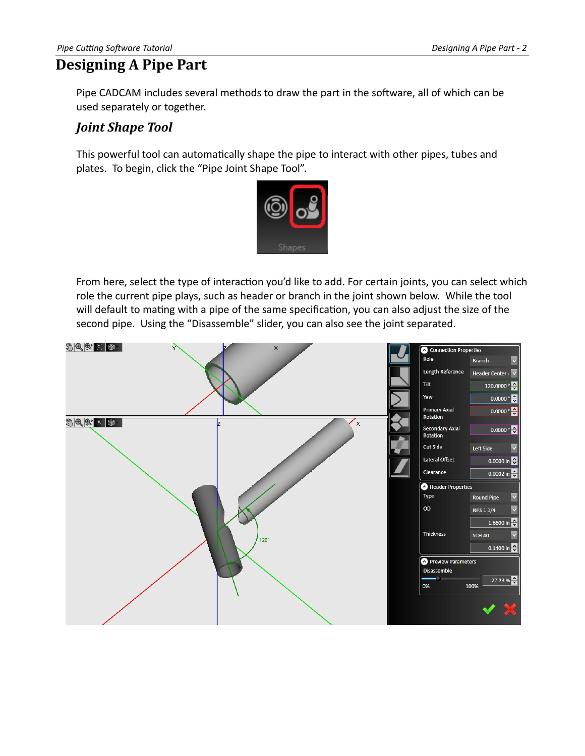# Designing A Pipe Part

Pipe CADCAM includes several methods to draw the part in the software, all of which can be used separately or together.

## *Joint Shape Tool*

This powerful tool can automatically shape the pipe to interact with other pipes, tubes and plates. To begin, click the "Pipe Joint Shape Tool".

From here, select the type of interaction you'd like to add. For certain joints, you can select which role the current pipe plays, such as header or branch in the joint shown below. While the tool will default to mating with a pipe of the same specification, you can also adjust the size of the second pipe. Using the "Disassemble" slider, you can also see the joint separated.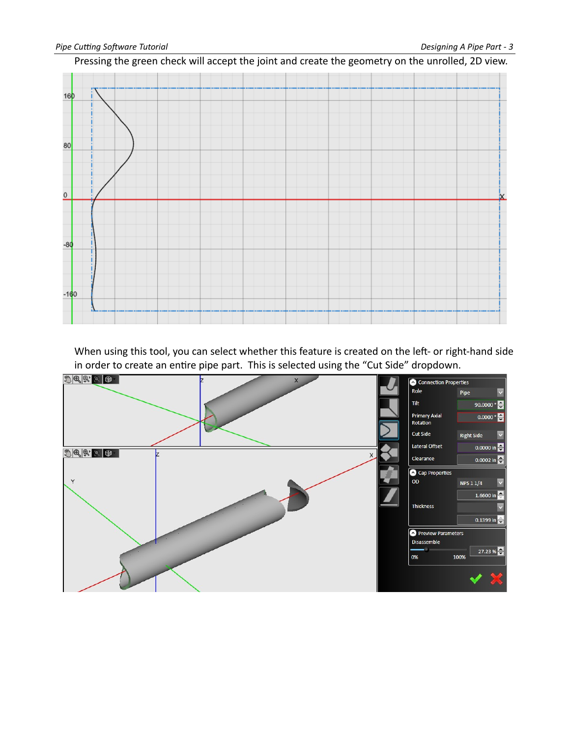Pressing the green check will accept the joint and create the geometry on the unrolled, 2D view.

When using this tool, you can select whether this feature is created on the left- or right-hand side in order to create an entire pipe part. This is selected using the "Cut Side" dropdown.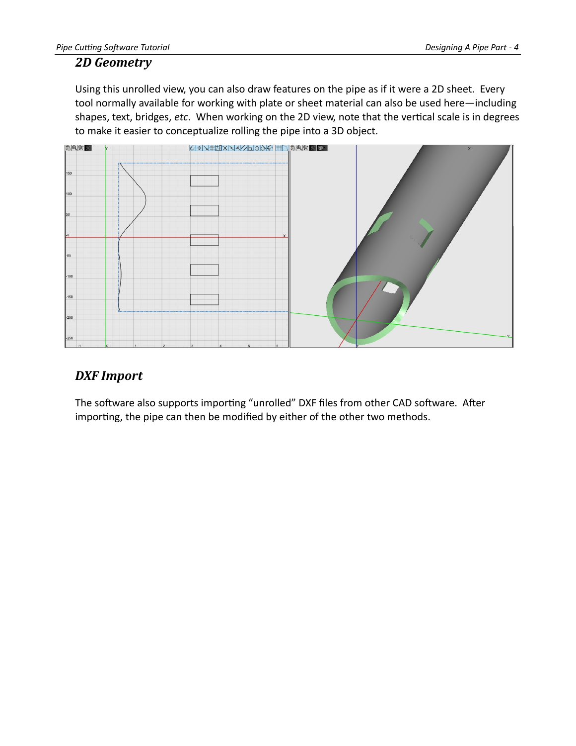## 2D Geometry

Using this unrolled view, you can also draw features on the pipe as if it were a 2D sheet. Every tool normally available for working with plate or sheet material can also be used here—including shapes, text, bridges, *etc*. When working on the 2D view, note that the vertical scale is in degrees to make it easier to conceptualize rolling the pipe into a 3D object.

## DXF Import

The software also supports importing "unrolled" DXF files from other CAD software. After importing, the pipe can then be modified by either of the other two methods.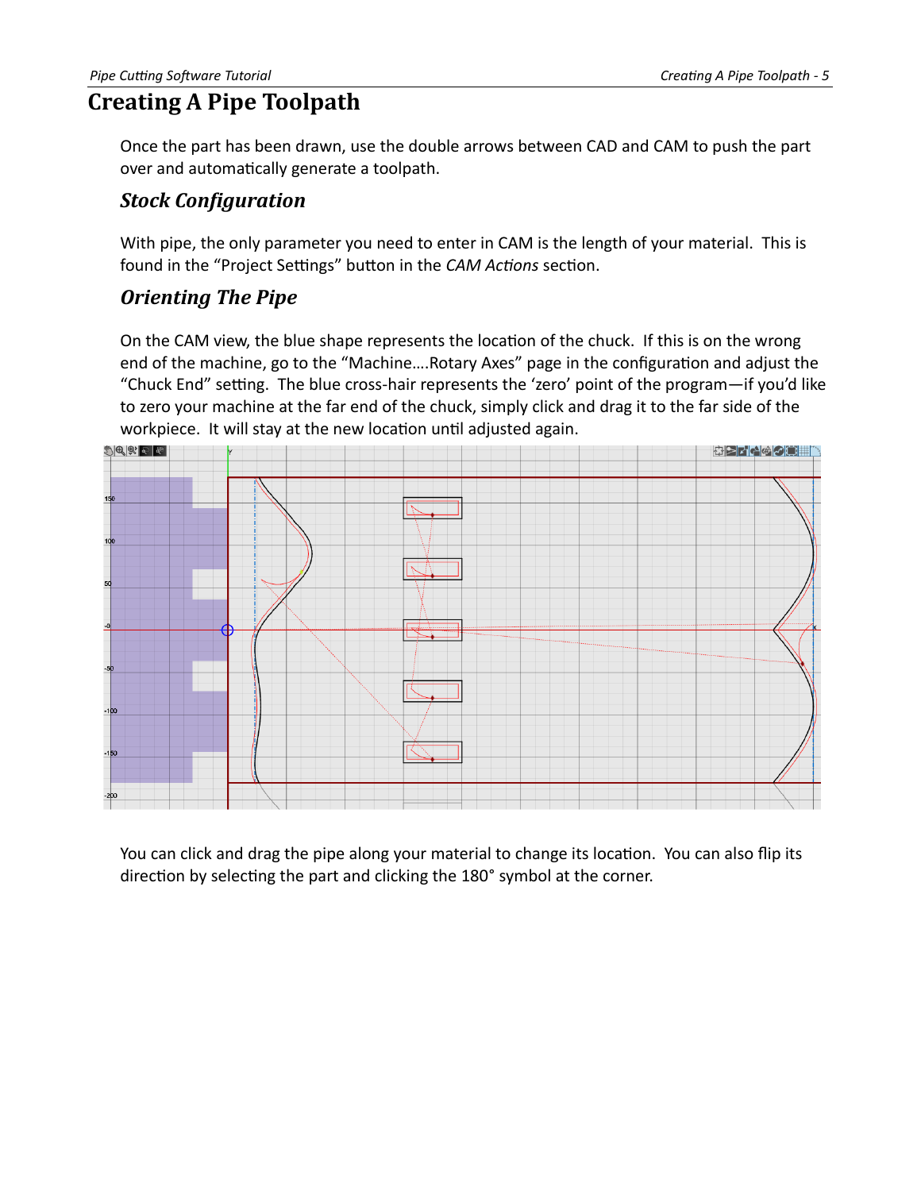# Creating A Pipe Toolpath

Once the part has been drawn, use the double arrows between CAD and CAM to push the part over and automatically generate a toolpath.

## *Stock Configuration*

With pipe, the only parameter you need to enter in CAM is the length of your material. This is found in the "Project Settings" button in the *CAM Actions* section.

## *Orienting The Pipe*

On the CAM view, the blue shape represents the location of the chuck. If this is on the wrong end of the machine, go to the "Machine....Rotary Axes" page in the configuration and adjust the "Chuck End" setting. The blue cross-hair represents the 'zero' point of the program—if you'd like to zero your machine at the far end of the chuck, simply click and drag it to the far side of the workpiece. It will stay at the new location until adjusted again.

You can click and drag the pipe along your material to change its location. You can also flip its direction by selecting the part and clicking the 180° symbol at the corner.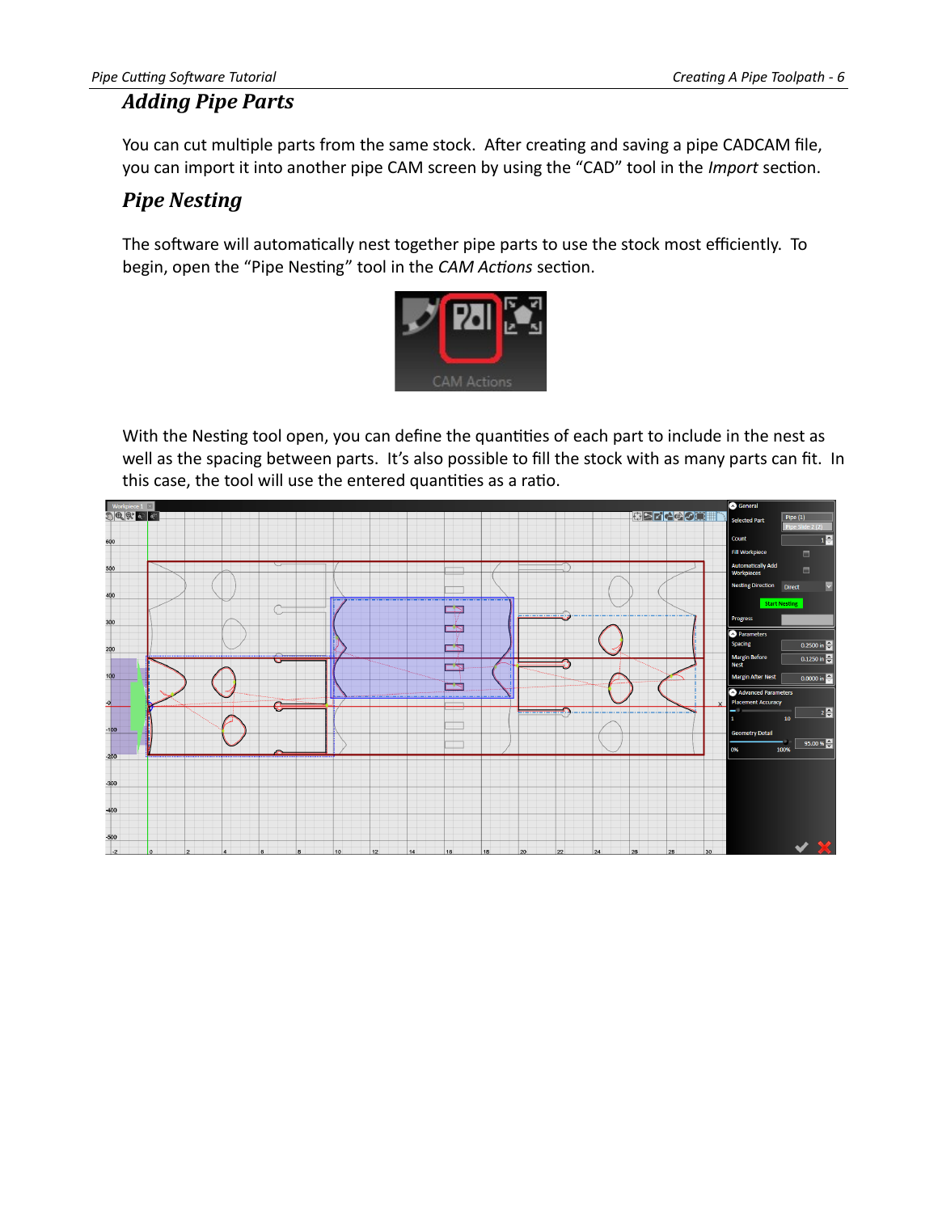## Adding Pipe Parts

You can cut multiple parts from the same stock. After creating and saving a pipe CADCAM file, you can import it into another pipe CAM screen by using the "CAD" tool in the *Import* section.

## Pipe Nesting

The software will automatically nest together pipe parts to use the stock most efficiently. To begin, open the "Pipe Nesting" tool in the *CAM Actions* section.

With the Nesting tool open, you can define the quantities of each part to include in the nest as well as the spacing between parts. It's also possible to fill the stock with as many parts can fit. In this case, the tool will use the entered quantities as a ratio.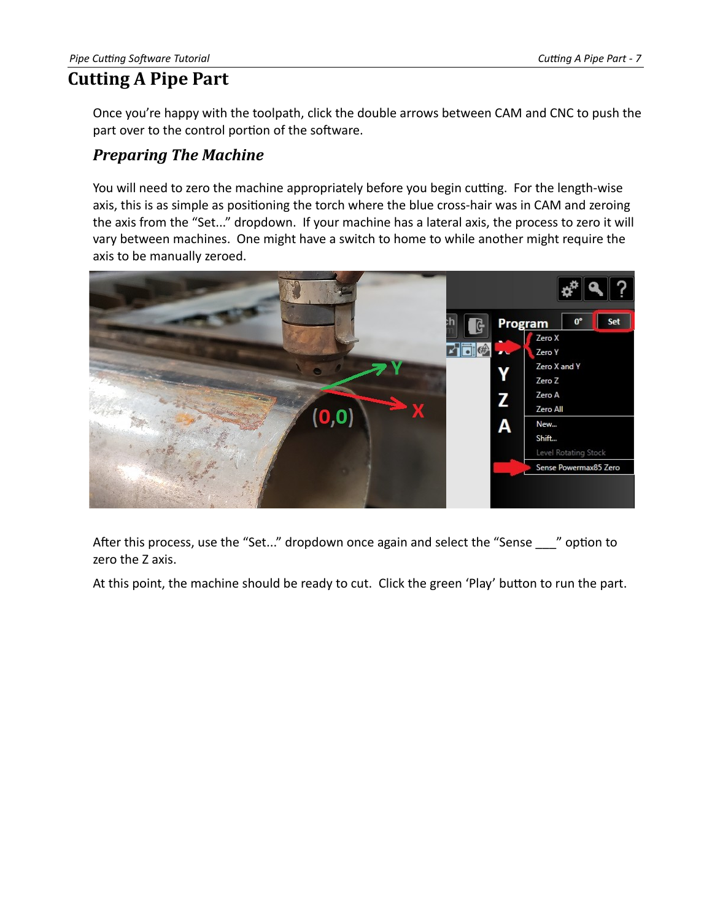# Cutting A Pipe Part

Once you're happy with the toolpath, click the double arrows between CAM and CNC to push the part over to the control portion of the software.

## *Preparing The Machine*

You will need to zero the machine appropriately before you begin cutting. For the length-wise axis, this is as simple as positioning the torch where the blue cross-hair was in CAM and zeroing the axis from the "Set..." dropdown. If your machine has a lateral axis, the process to zero it will vary between machines. One might have a switch to home to while another might require the axis to be manually zeroed.

After this process, use the "Set..." dropdown once again and select the "Sense ___" option to zero the Z axis.

At this point, the machine should be ready to cut. Click the green 'Play' button to run the part.